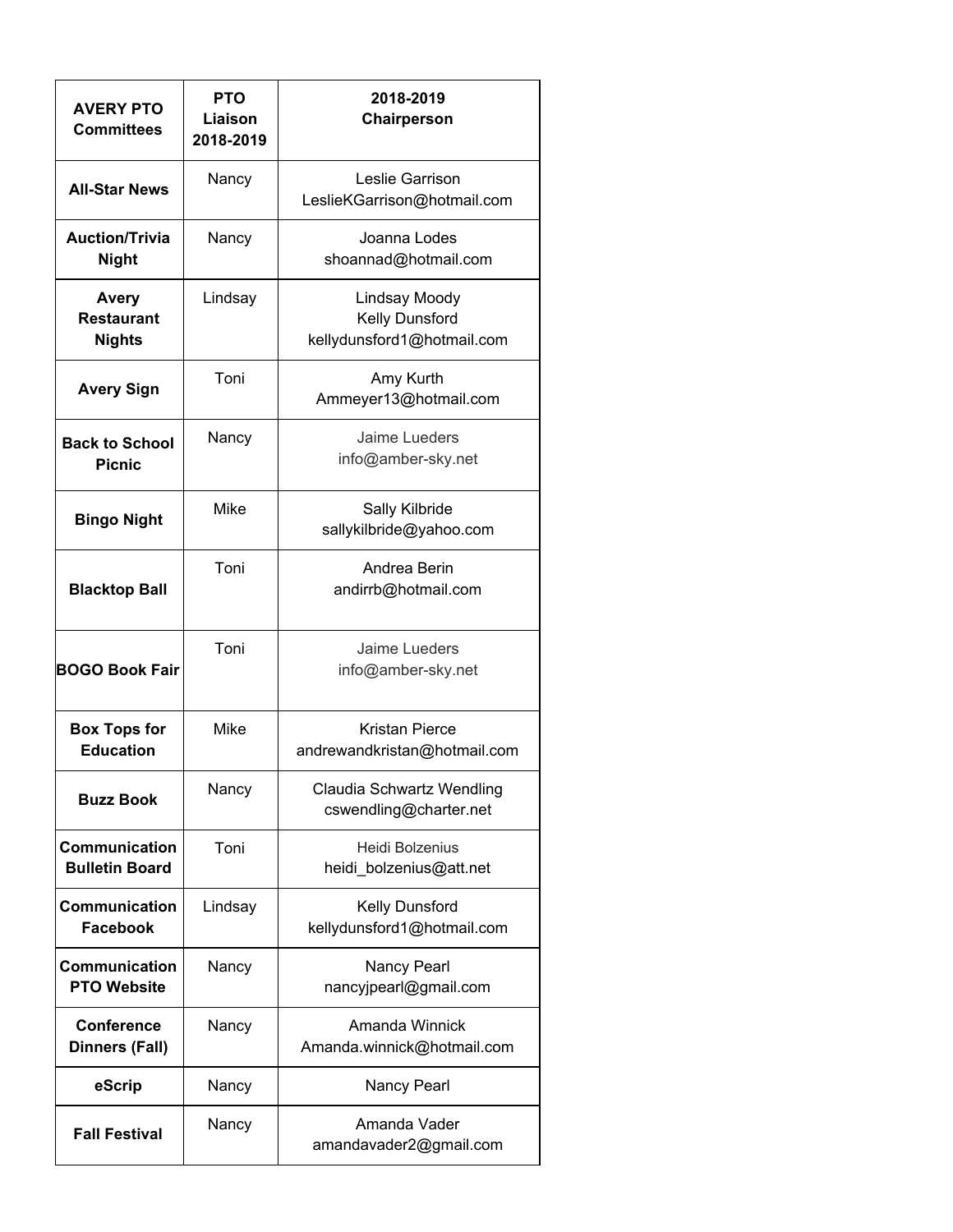| **AVERY PTO Committees** | **PTO Liaison 2018-2019** | **2018-2019 Chairperson** |
|---|---|---|
| **All-Star News** | Nancy | Leslie Garrison<br>LeslieKGarrison@hotmail.com |
| **Auction/Trivia Night** | Nancy | Joanna Lodes<br>shoannad@hotmail.com |
| **Avery Restaurant Nights** | Lindsay | Lindsay Moody<br>Kelly Dunsford<br>kellydunsford1@hotmail.com |
| **Avery Sign** | Toni | Amy Kurth<br>Ammeyer13@hotmail.com |
| **Back to School Picnic** | Nancy | Jaime Lueders<br>info@amber-sky.net |
| **Bingo Night** | Mike | Sally Kilbride<br>sallykilbride@yahoo.com |
| **Blacktop Ball** | Toni | Andrea Berin<br>andirrb@hotmail.com |
| **BOGO Book Fair** | Toni | Jaime Lueders<br>info@amber-sky.net |
| **Box Tops for Education** | Mike | Kristan Pierce<br>andrewandkristan@hotmail.com |
| **Buzz Book** | Nancy | Claudia Schwartz Wendling<br>cswendling@charter.net |
| **Communication Bulletin Board** | Toni | Heidi Bolzenius<br>heidi_bolzenius@att.net |
| **Communication Facebook** | Lindsay | Kelly Dunsford<br>kellydunsford1@hotmail.com |
| **Communication PTO Website** | Nancy | Nancy Pearl<br>nancyjpearl@gmail.com |
| **Conference Dinners (Fall)** | Nancy | Amanda Winnick<br>Amanda.winnick@hotmail.com |
| **eScrip** | Nancy | Nancy Pearl |
| **Fall Festival** | Nancy | Amanda Vader<br>amandavader2@gmail.com |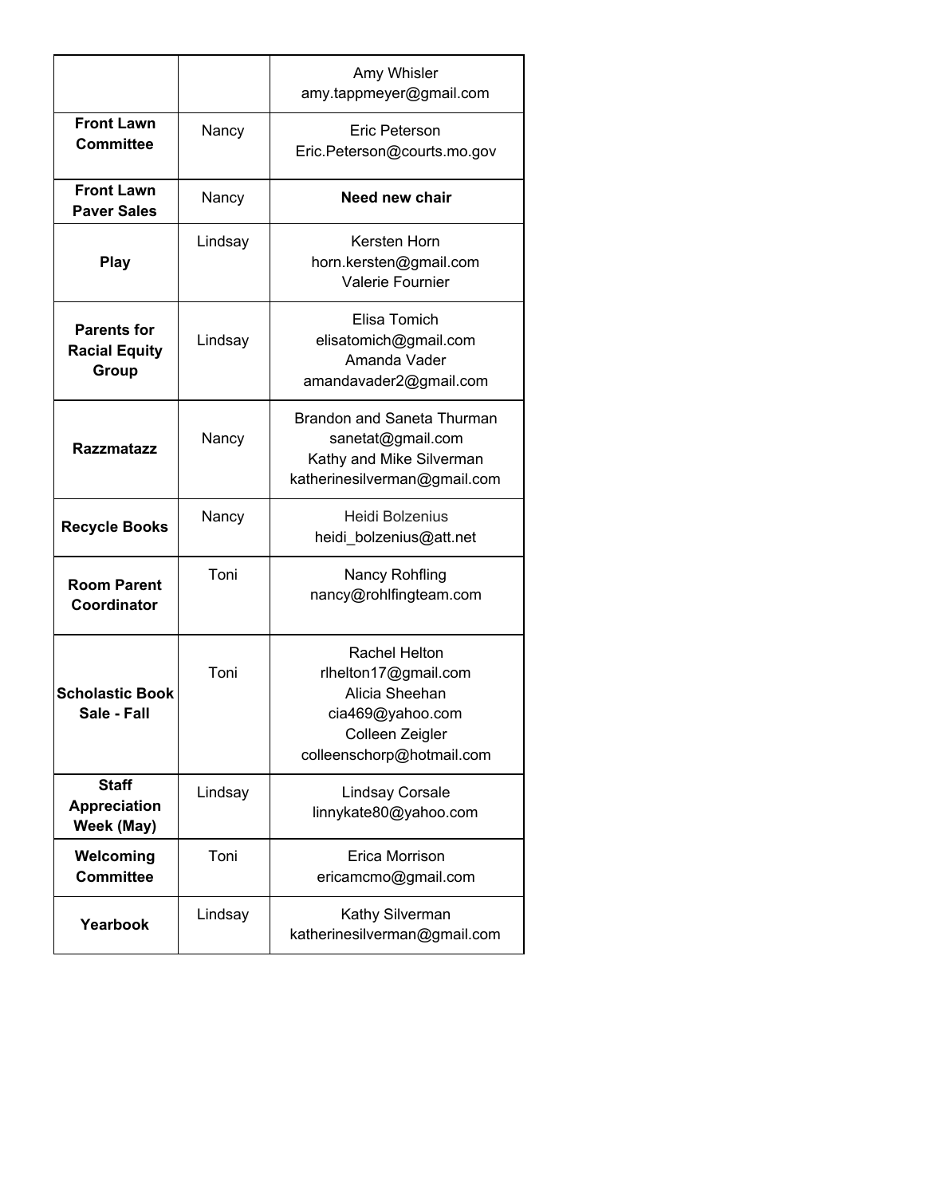| | | |
|---|---|---|
| | | Amy Whisler<br>amy.tappmeyer@gmail.com |
| **Front Lawn Committee** | Nancy | Eric Peterson<br>Eric.Peterson@courts.mo.gov |
| **Front Lawn Paver Sales** | Nancy | **Need new chair** |
| **Play** | Lindsay | Kersten Horn<br>horn.kersten@gmail.com<br>Valerie Fournier |
| **Parents for Racial Equity Group** | Lindsay | Elisa Tomich<br>elisatomich@gmail.com<br>Amanda Vader<br>amandavader2@gmail.com |
| **Razzmatazz** | Nancy | Brandon and Saneta Thurman<br>sanetat@gmail.com<br>Kathy and Mike Silverman<br>katherinesilverman@gmail.com |
| **Recycle Books** | Nancy | Heidi Bolzenius<br>heidi_bolzenius@att.net |
| **Room Parent Coordinator** | Toni | Nancy Rohfling<br>nancy@rohlfingteam.com |
| **Scholastic Book Sale - Fall** | Toni | Rachel Helton<br>rlhelton17@gmail.com<br>Alicia Sheehan<br>cia469@yahoo.com<br>Colleen Zeigler<br>colleenschorp@hotmail.com |
| **Staff Appreciation Week (May)** | Lindsay | Lindsay Corsale<br>linnykate80@yahoo.com |
| **Welcoming Committee** | Toni | Erica Morrison<br>ericamcmo@gmail.com |
| **Yearbook** | Lindsay | Kathy Silverman<br>katherinesilverman@gmail.com |